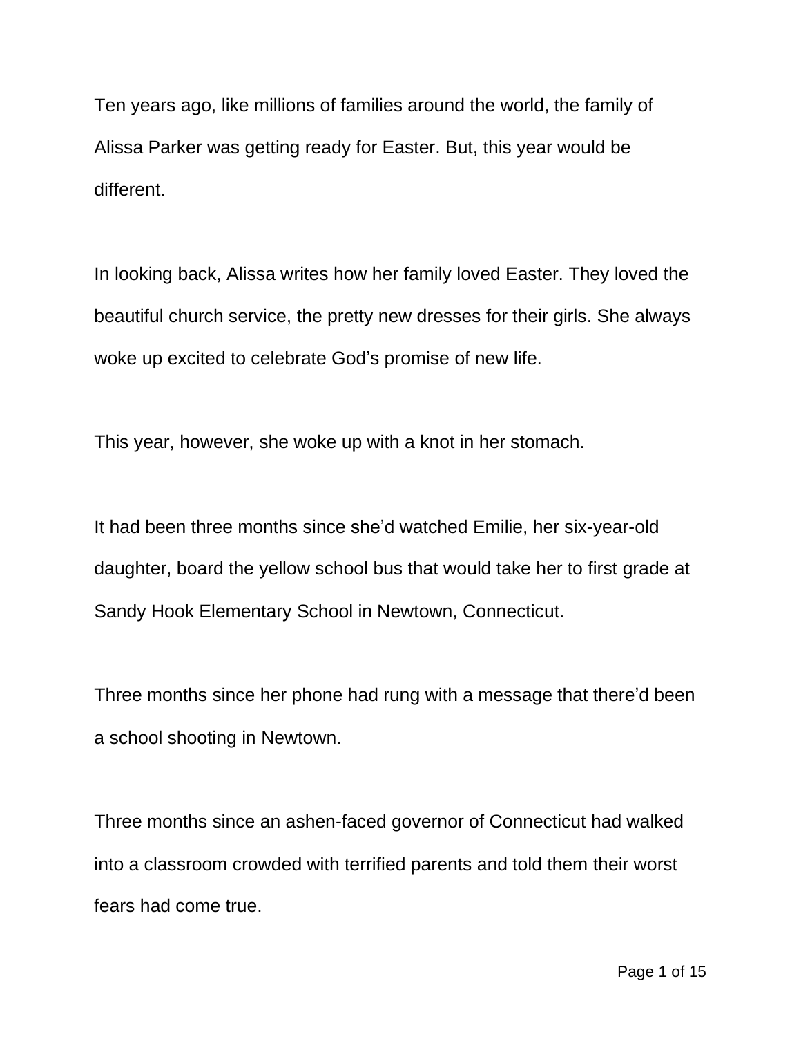Ten years ago, like millions of families around the world, the family of Alissa Parker was getting ready for Easter. But, this year would be different.

In looking back, Alissa writes how her family loved Easter. They loved the beautiful church service, the pretty new dresses for their girls. She always woke up excited to celebrate God's promise of new life.

This year, however, she woke up with a knot in her stomach.

It had been three months since she'd watched Emilie, her six-year-old daughter, board the yellow school bus that would take her to first grade at Sandy Hook Elementary School in Newtown, Connecticut.

Three months since her phone had rung with a message that there'd been a school shooting in Newtown.

Three months since an ashen-faced governor of Connecticut had walked into a classroom crowded with terrified parents and told them their worst fears had come true.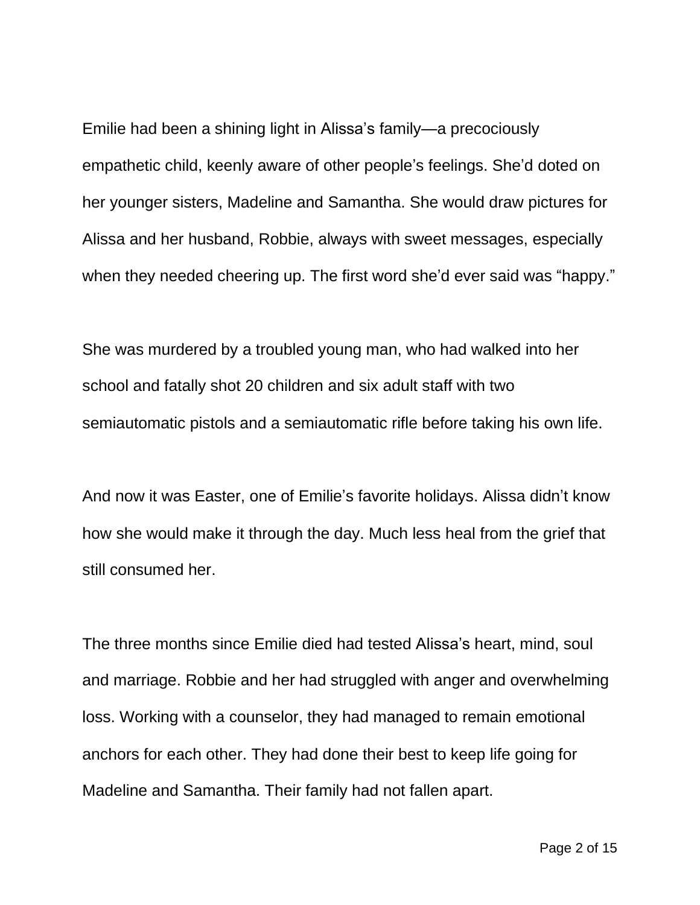Emilie had been a shining light in Alissa's family—a precociously empathetic child, keenly aware of other people's feelings. She'd doted on her younger sisters, Madeline and Samantha. She would draw pictures for Alissa and her husband, Robbie, always with sweet messages, especially when they needed cheering up. The first word she'd ever said was "happy."

She was murdered by a troubled young man, who had walked into her school and fatally shot 20 children and six adult staff with two semiautomatic pistols and a semiautomatic rifle before taking his own life.

And now it was Easter, one of Emilie's favorite holidays. Alissa didn't know how she would make it through the day. Much less heal from the grief that still consumed her.

The three months since Emilie died had tested Alissa's heart, mind, soul and marriage. Robbie and her had struggled with anger and overwhelming loss. Working with a counselor, they had managed to remain emotional anchors for each other. They had done their best to keep life going for Madeline and Samantha. Their family had not fallen apart.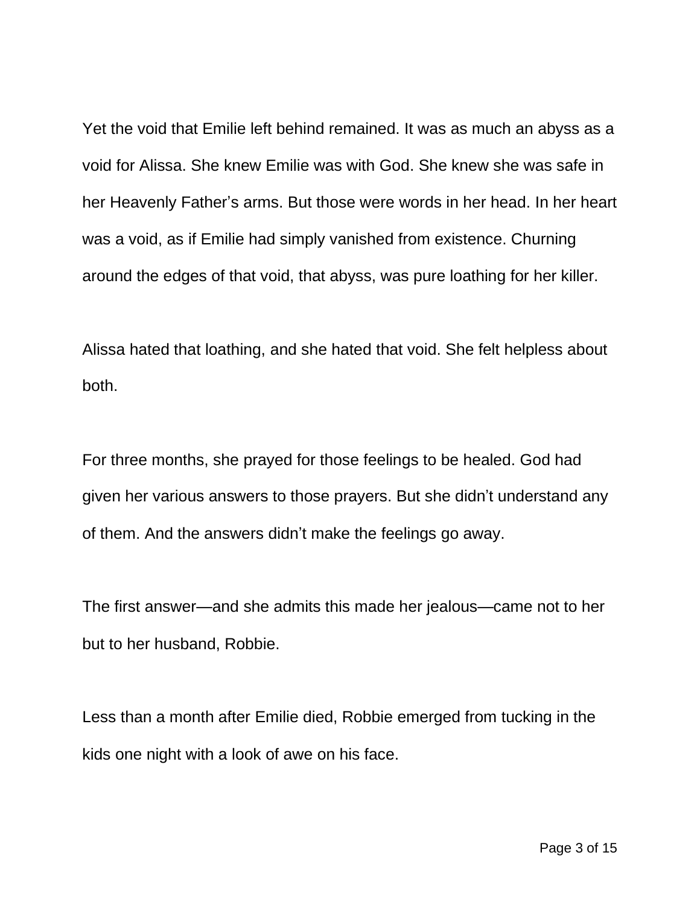Yet the void that Emilie left behind remained. It was as much an abyss as a void for Alissa. She knew Emilie was with God. She knew she was safe in her Heavenly Father's arms. But those were words in her head. In her heart was a void, as if Emilie had simply vanished from existence. Churning around the edges of that void, that abyss, was pure loathing for her killer.

Alissa hated that loathing, and she hated that void. She felt helpless about both.

For three months, she prayed for those feelings to be healed. God had given her various answers to those prayers. But she didn't understand any of them. And the answers didn't make the feelings go away.

The first answer—and she admits this made her jealous—came not to her but to her husband, Robbie.

Less than a month after Emilie died, Robbie emerged from tucking in the kids one night with a look of awe on his face.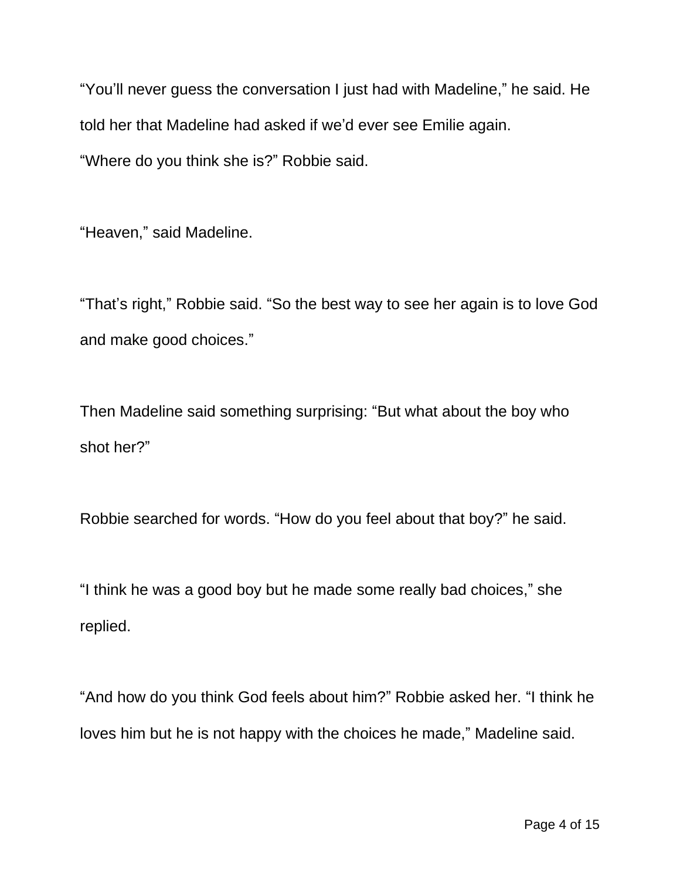"You'll never guess the conversation I just had with Madeline," he said. He told her that Madeline had asked if we'd ever see Emilie again.
"Where do you think she is?" Robbie said.

"Heaven," said Madeline.

"That's right," Robbie said. "So the best way to see her again is to love God and make good choices."

Then Madeline said something surprising: "But what about the boy who shot her?"

Robbie searched for words. "How do you feel about that boy?" he said.

"I think he was a good boy but he made some really bad choices," she replied.

"And how do you think God feels about him?" Robbie asked her. "I think he loves him but he is not happy with the choices he made," Madeline said.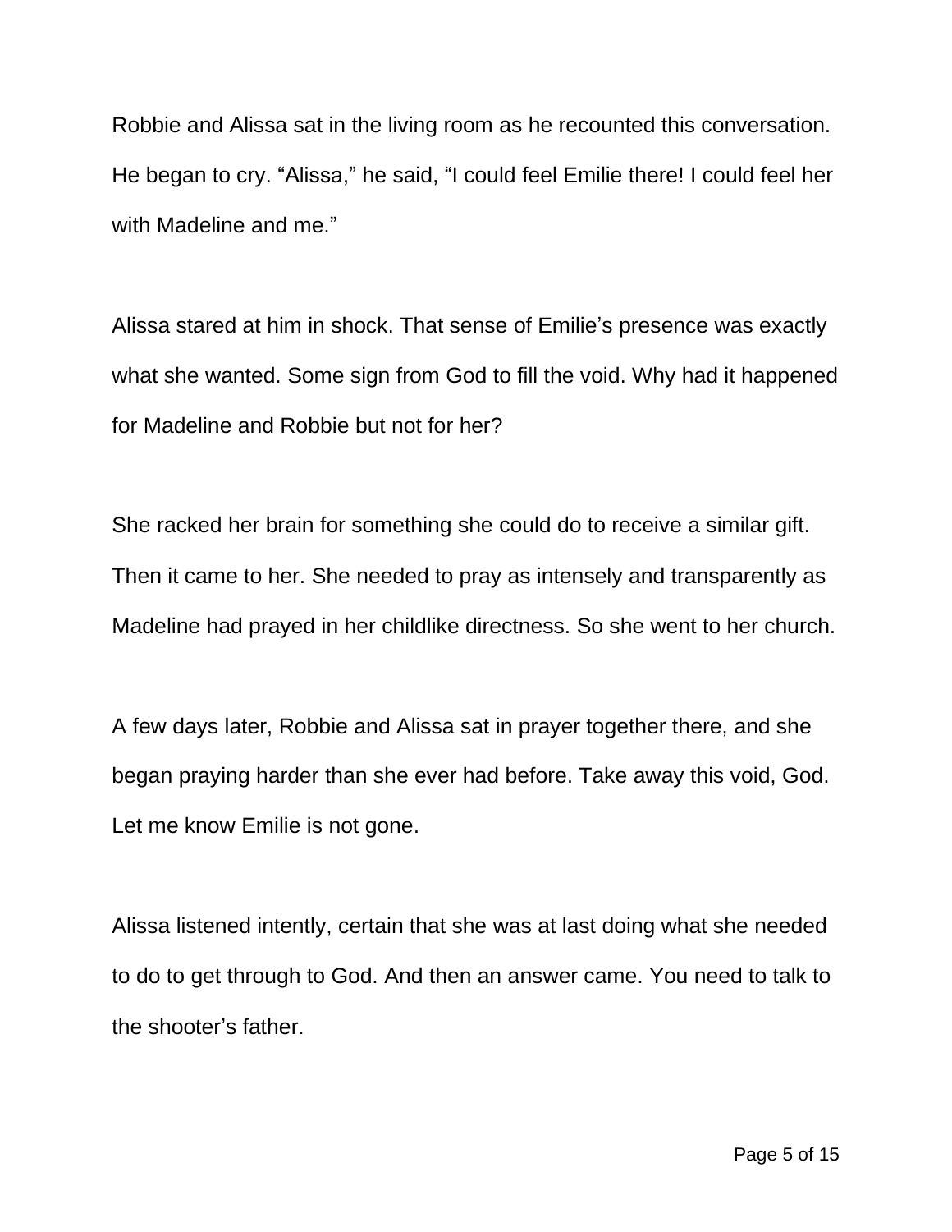Robbie and Alissa sat in the living room as he recounted this conversation. He began to cry. “Alissa,” he said, “I could feel Emilie there! I could feel her with Madeline and me.”

Alissa stared at him in shock. That sense of Emilie’s presence was exactly what she wanted. Some sign from God to fill the void. Why had it happened for Madeline and Robbie but not for her?

She racked her brain for something she could do to receive a similar gift. Then it came to her. She needed to pray as intensely and transparently as Madeline had prayed in her childlike directness. So she went to her church.

A few days later, Robbie and Alissa sat in prayer together there, and she began praying harder than she ever had before. Take away this void, God. Let me know Emilie is not gone.

Alissa listened intently, certain that she was at last doing what she needed to do to get through to God. And then an answer came. You need to talk to the shooter’s father.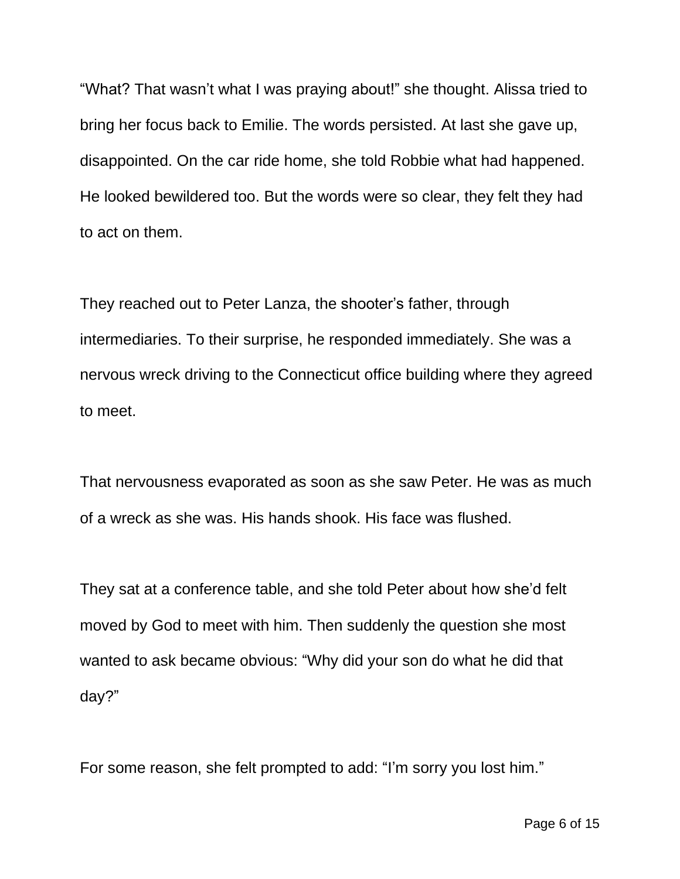“What? That wasn’t what I was praying about!” she thought. Alissa tried to bring her focus back to Emilie. The words persisted. At last she gave up, disappointed. On the car ride home, she told Robbie what had happened. He looked bewildered too. But the words were so clear, they felt they had to act on them.

They reached out to Peter Lanza, the shooter’s father, through intermediaries. To their surprise, he responded immediately. She was a nervous wreck driving to the Connecticut office building where they agreed to meet.

That nervousness evaporated as soon as she saw Peter. He was as much of a wreck as she was. His hands shook. His face was flushed.

They sat at a conference table, and she told Peter about how she’d felt moved by God to meet with him. Then suddenly the question she most wanted to ask became obvious: “Why did your son do what he did that day?”

For some reason, she felt prompted to add: “I’m sorry you lost him.”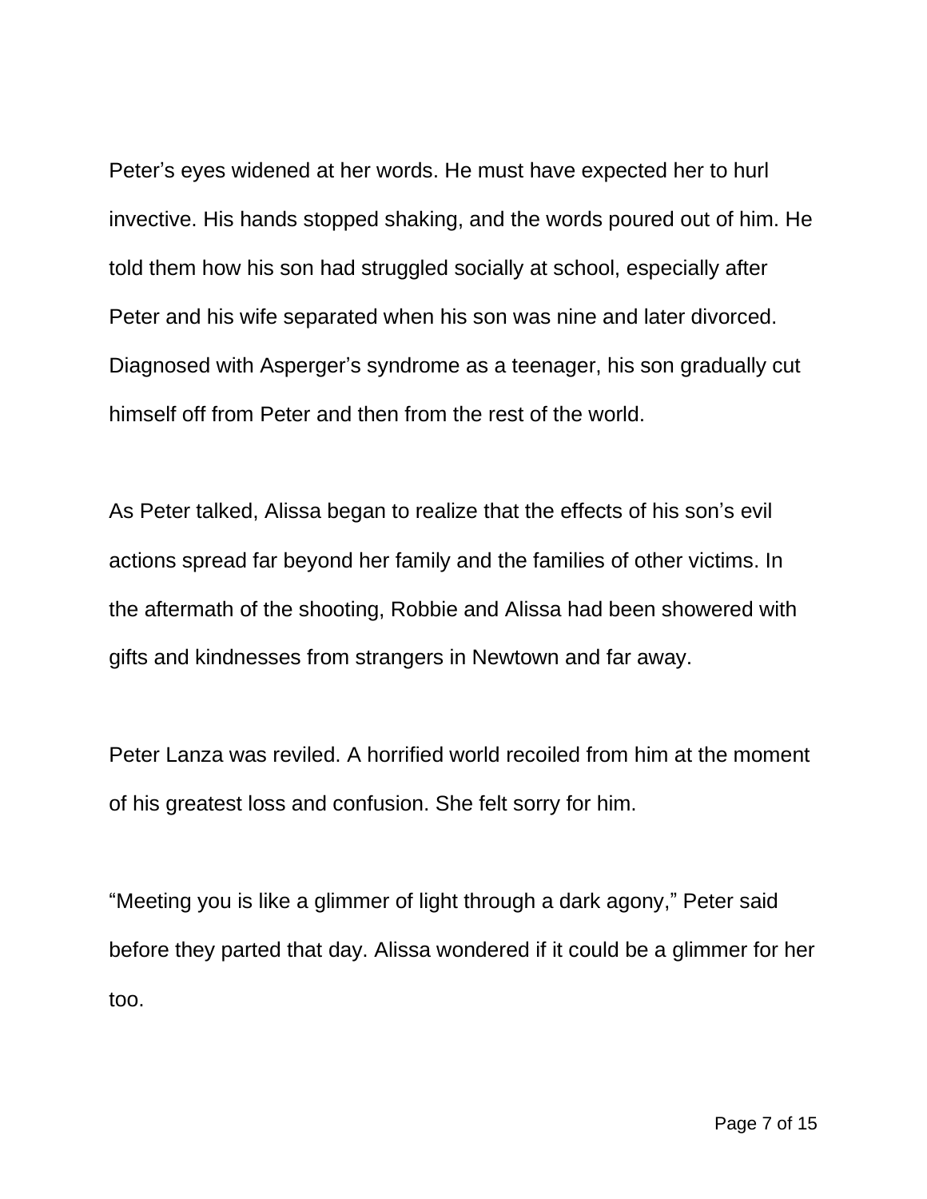Peter’s eyes widened at her words. He must have expected her to hurl invective. His hands stopped shaking, and the words poured out of him. He told them how his son had struggled socially at school, especially after Peter and his wife separated when his son was nine and later divorced. Diagnosed with Asperger’s syndrome as a teenager, his son gradually cut himself off from Peter and then from the rest of the world.

As Peter talked, Alissa began to realize that the effects of his son’s evil actions spread far beyond her family and the families of other victims. In the aftermath of the shooting, Robbie and Alissa had been showered with gifts and kindnesses from strangers in Newtown and far away.

Peter Lanza was reviled. A horrified world recoiled from him at the moment of his greatest loss and confusion. She felt sorry for him.

“Meeting you is like a glimmer of light through a dark agony,” Peter said before they parted that day. Alissa wondered if it could be a glimmer for her too.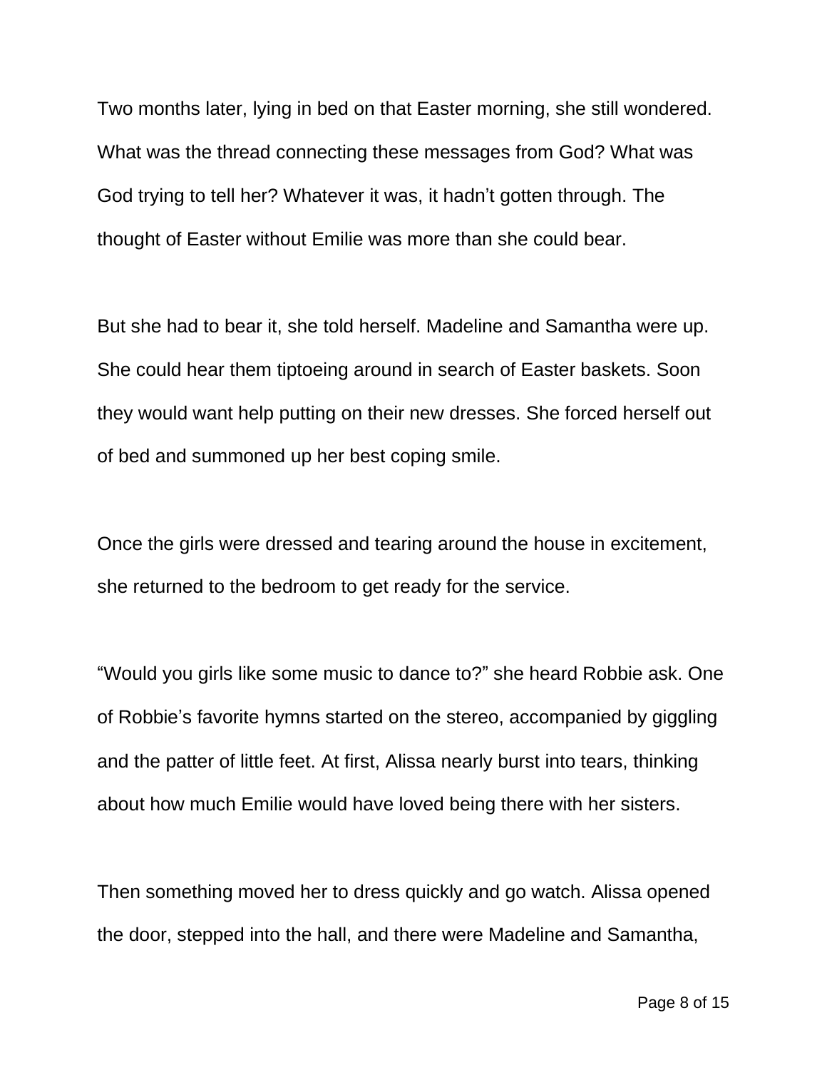Two months later, lying in bed on that Easter morning, she still wondered. What was the thread connecting these messages from God? What was God trying to tell her? Whatever it was, it hadn't gotten through. The thought of Easter without Emilie was more than she could bear.

But she had to bear it, she told herself. Madeline and Samantha were up. She could hear them tiptoeing around in search of Easter baskets. Soon they would want help putting on their new dresses. She forced herself out of bed and summoned up her best coping smile.

Once the girls were dressed and tearing around the house in excitement, she returned to the bedroom to get ready for the service.

"Would you girls like some music to dance to?" she heard Robbie ask. One of Robbie's favorite hymns started on the stereo, accompanied by giggling and the patter of little feet. At first, Alissa nearly burst into tears, thinking about how much Emilie would have loved being there with her sisters.

Then something moved her to dress quickly and go watch. Alissa opened the door, stepped into the hall, and there were Madeline and Samantha,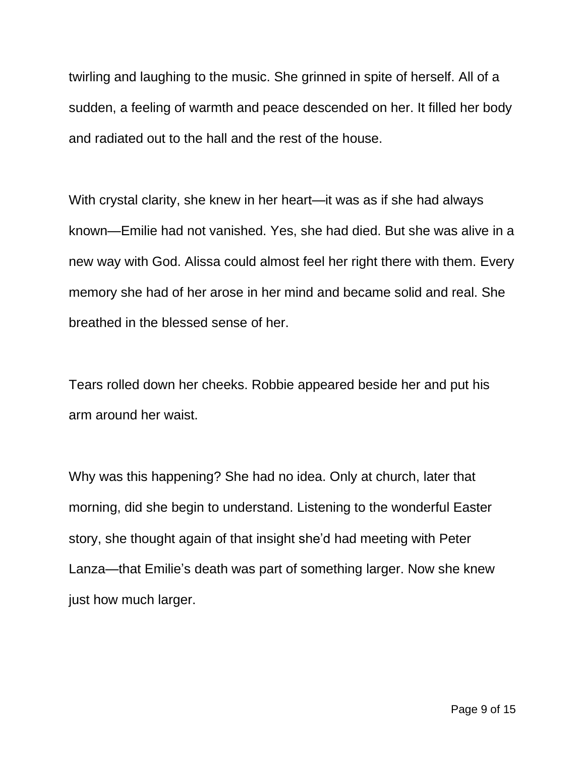twirling and laughing to the music. She grinned in spite of herself. All of a sudden, a feeling of warmth and peace descended on her. It filled her body and radiated out to the hall and the rest of the house.

With crystal clarity, she knew in her heart—it was as if she had always known—Emilie had not vanished. Yes, she had died. But she was alive in a new way with God. Alissa could almost feel her right there with them. Every memory she had of her arose in her mind and became solid and real. She breathed in the blessed sense of her.

Tears rolled down her cheeks. Robbie appeared beside her and put his arm around her waist.

Why was this happening? She had no idea. Only at church, later that morning, did she begin to understand. Listening to the wonderful Easter story, she thought again of that insight she'd had meeting with Peter Lanza—that Emilie's death was part of something larger. Now she knew just how much larger.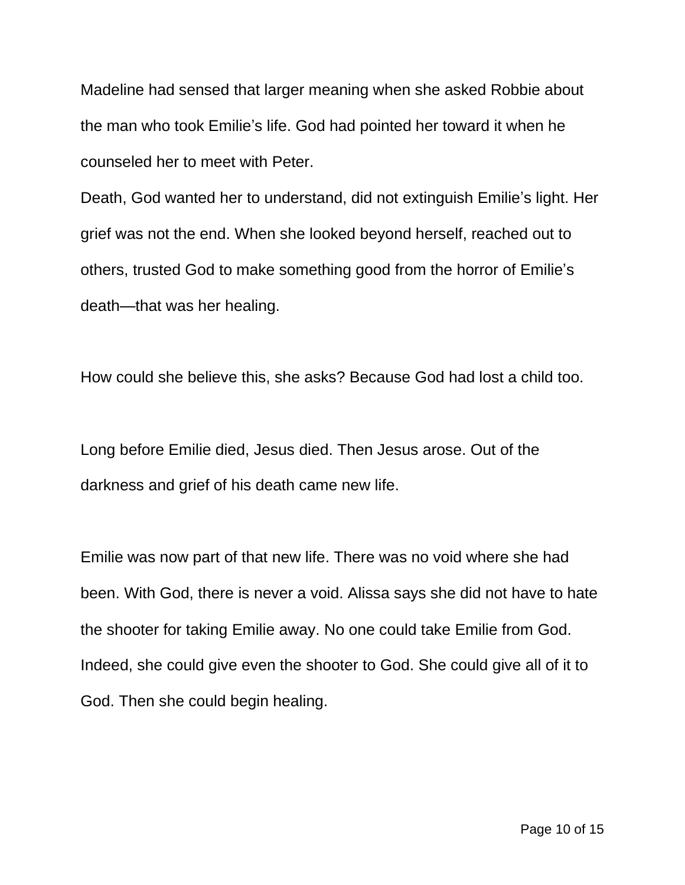Madeline had sensed that larger meaning when she asked Robbie about the man who took Emilie's life. God had pointed her toward it when he counseled her to meet with Peter.

Death, God wanted her to understand, did not extinguish Emilie's light. Her grief was not the end. When she looked beyond herself, reached out to others, trusted God to make something good from the horror of Emilie's death—that was her healing.

How could she believe this, she asks? Because God had lost a child too.

Long before Emilie died, Jesus died. Then Jesus arose. Out of the darkness and grief of his death came new life.

Emilie was now part of that new life. There was no void where she had been. With God, there is never a void. Alissa says she did not have to hate the shooter for taking Emilie away. No one could take Emilie from God. Indeed, she could give even the shooter to God. She could give all of it to God. Then she could begin healing.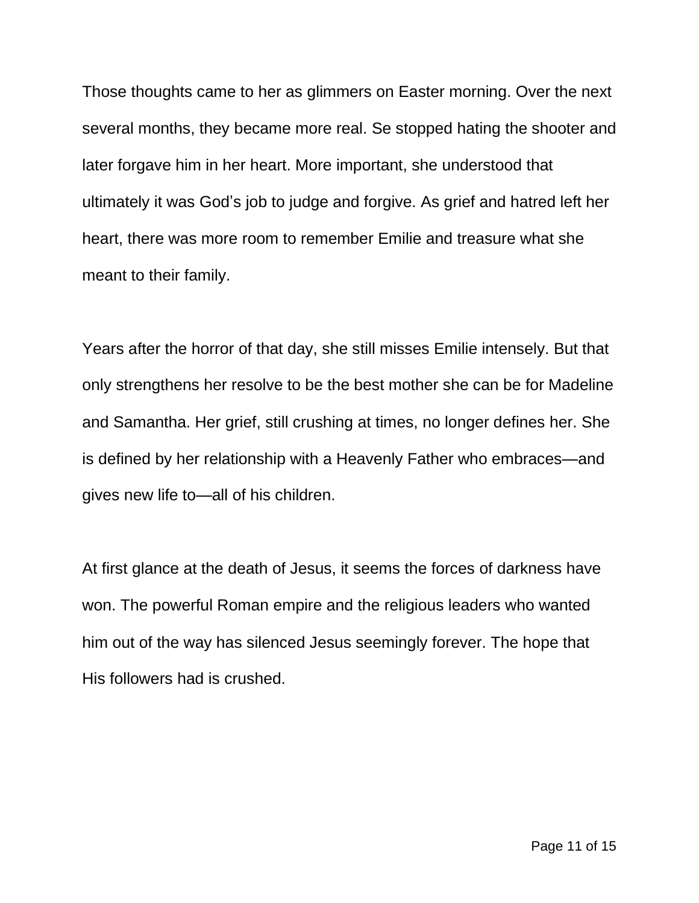Those thoughts came to her as glimmers on Easter morning. Over the next several months, they became more real. Se stopped hating the shooter and later forgave him in her heart. More important, she understood that ultimately it was God’s job to judge and forgive. As grief and hatred left her heart, there was more room to remember Emilie and treasure what she meant to their family.

Years after the horror of that day, she still misses Emilie intensely. But that only strengthens her resolve to be the best mother she can be for Madeline and Samantha. Her grief, still crushing at times, no longer defines her. She is defined by her relationship with a Heavenly Father who embraces—and gives new life to—all of his children.

At first glance at the death of Jesus, it seems the forces of darkness have won. The powerful Roman empire and the religious leaders who wanted him out of the way has silenced Jesus seemingly forever. The hope that His followers had is crushed.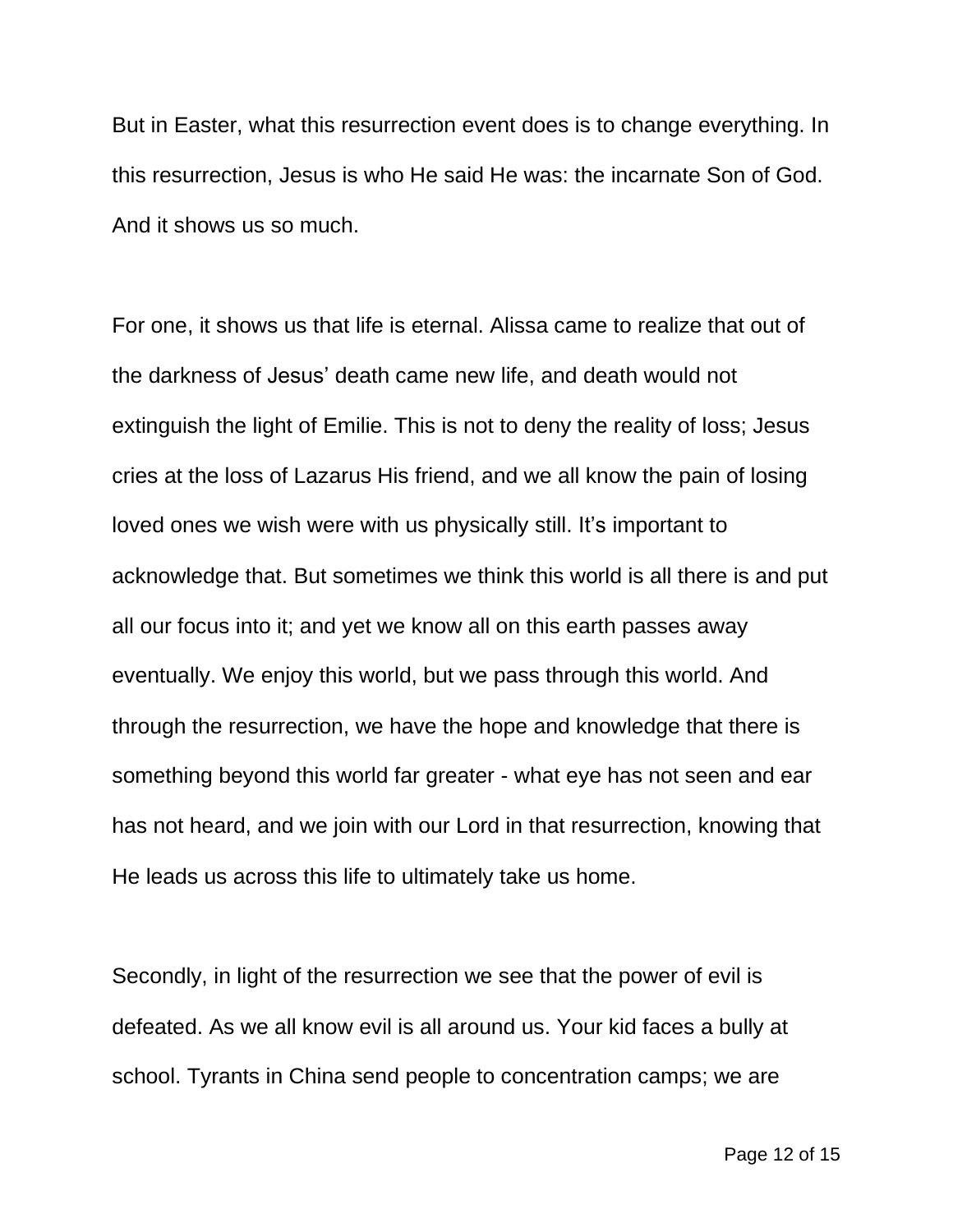But in Easter, what this resurrection event does is to change everything. In this resurrection, Jesus is who He said He was: the incarnate Son of God. And it shows us so much.

For one, it shows us that life is eternal. Alissa came to realize that out of the darkness of Jesus' death came new life, and death would not extinguish the light of Emilie. This is not to deny the reality of loss; Jesus cries at the loss of Lazarus His friend, and we all know the pain of losing loved ones we wish were with us physically still. It's important to acknowledge that. But sometimes we think this world is all there is and put all our focus into it; and yet we know all on this earth passes away eventually. We enjoy this world, but we pass through this world. And through the resurrection, we have the hope and knowledge that there is something beyond this world far greater - what eye has not seen and ear has not heard, and we join with our Lord in that resurrection, knowing that He leads us across this life to ultimately take us home.

Secondly, in light of the resurrection we see that the power of evil is defeated. As we all know evil is all around us. Your kid faces a bully at school. Tyrants in China send people to concentration camps; we are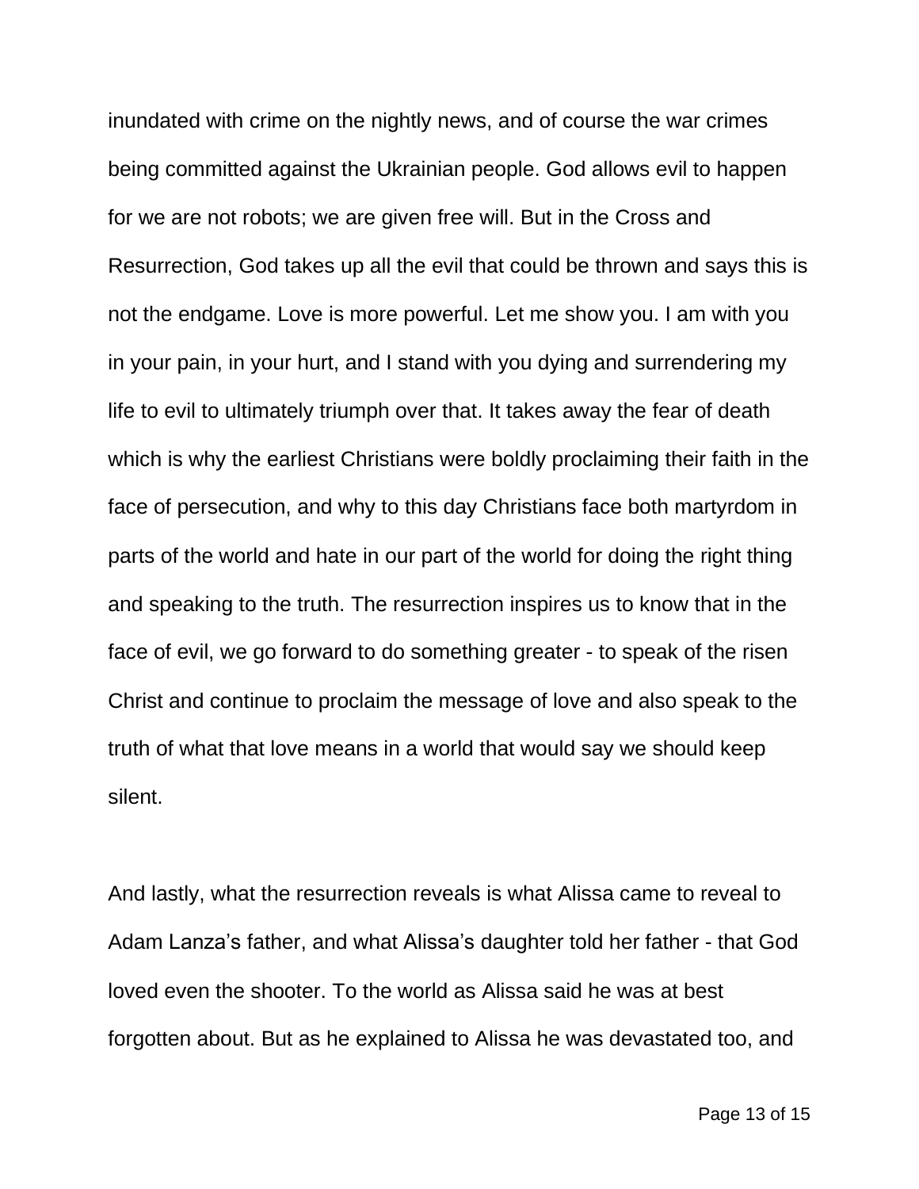inundated with crime on the nightly news, and of course the war crimes being committed against the Ukrainian people. God allows evil to happen for we are not robots; we are given free will. But in the Cross and Resurrection, God takes up all the evil that could be thrown and says this is not the endgame. Love is more powerful. Let me show you. I am with you in your pain, in your hurt, and I stand with you dying and surrendering my life to evil to ultimately triumph over that. It takes away the fear of death which is why the earliest Christians were boldly proclaiming their faith in the face of persecution, and why to this day Christians face both martyrdom in parts of the world and hate in our part of the world for doing the right thing and speaking to the truth. The resurrection inspires us to know that in the face of evil, we go forward to do something greater - to speak of the risen Christ and continue to proclaim the message of love and also speak to the truth of what that love means in a world that would say we should keep silent.

And lastly, what the resurrection reveals is what Alissa came to reveal to Adam Lanza's father, and what Alissa's daughter told her father - that God loved even the shooter. To the world as Alissa said he was at best forgotten about. But as he explained to Alissa he was devastated too, and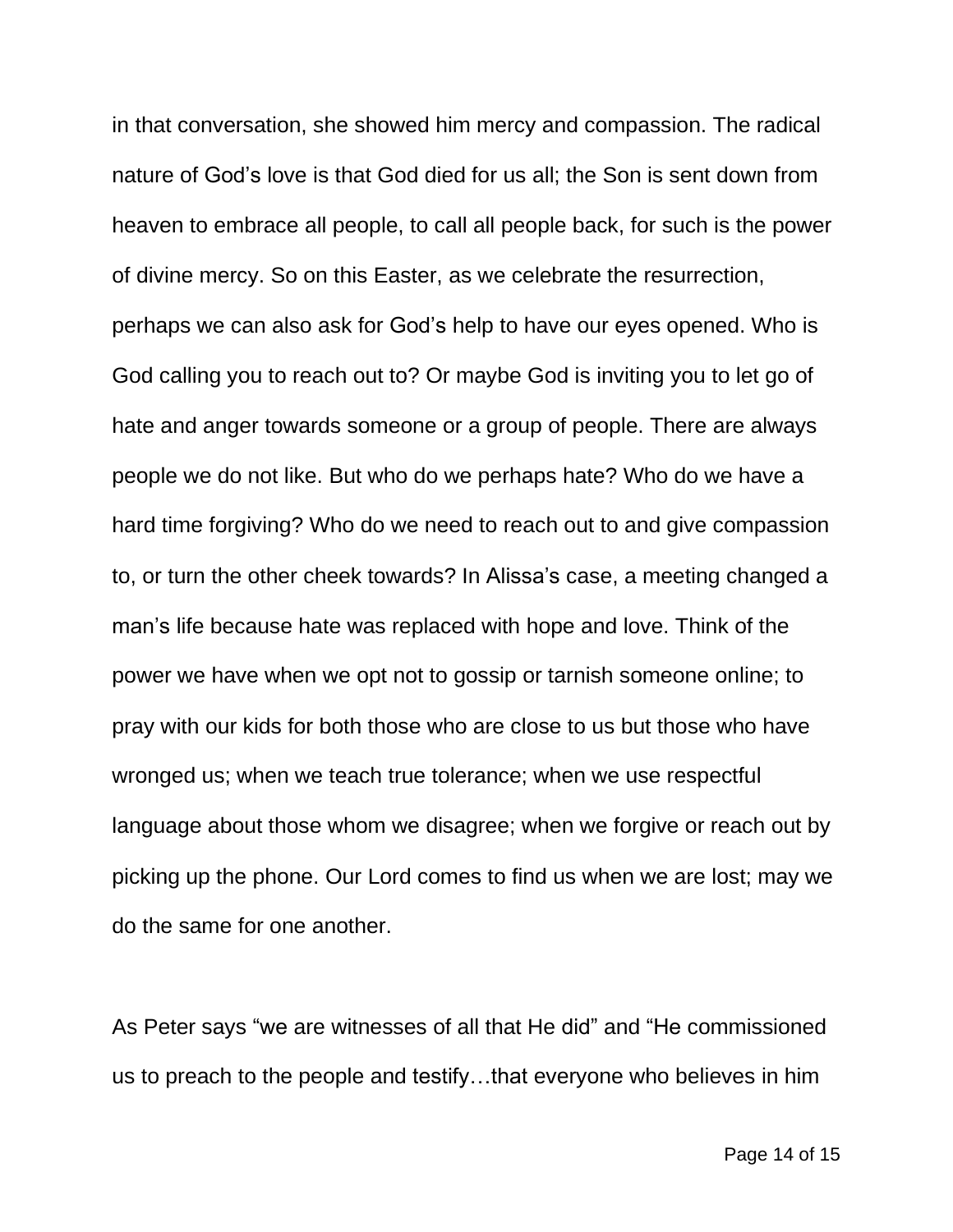in that conversation, she showed him mercy and compassion. The radical nature of God's love is that God died for us all; the Son is sent down from heaven to embrace all people, to call all people back, for such is the power of divine mercy. So on this Easter, as we celebrate the resurrection, perhaps we can also ask for God's help to have our eyes opened. Who is God calling you to reach out to? Or maybe God is inviting you to let go of hate and anger towards someone or a group of people. There are always people we do not like. But who do we perhaps hate? Who do we have a hard time forgiving? Who do we need to reach out to and give compassion to, or turn the other cheek towards? In Alissa's case, a meeting changed a man's life because hate was replaced with hope and love. Think of the power we have when we opt not to gossip or tarnish someone online; to pray with our kids for both those who are close to us but those who have wronged us; when we teach true tolerance; when we use respectful language about those whom we disagree; when we forgive or reach out by picking up the phone. Our Lord comes to find us when we are lost; may we do the same for one another.

As Peter says "we are witnesses of all that He did" and "He commissioned us to preach to the people and testify…that everyone who believes in him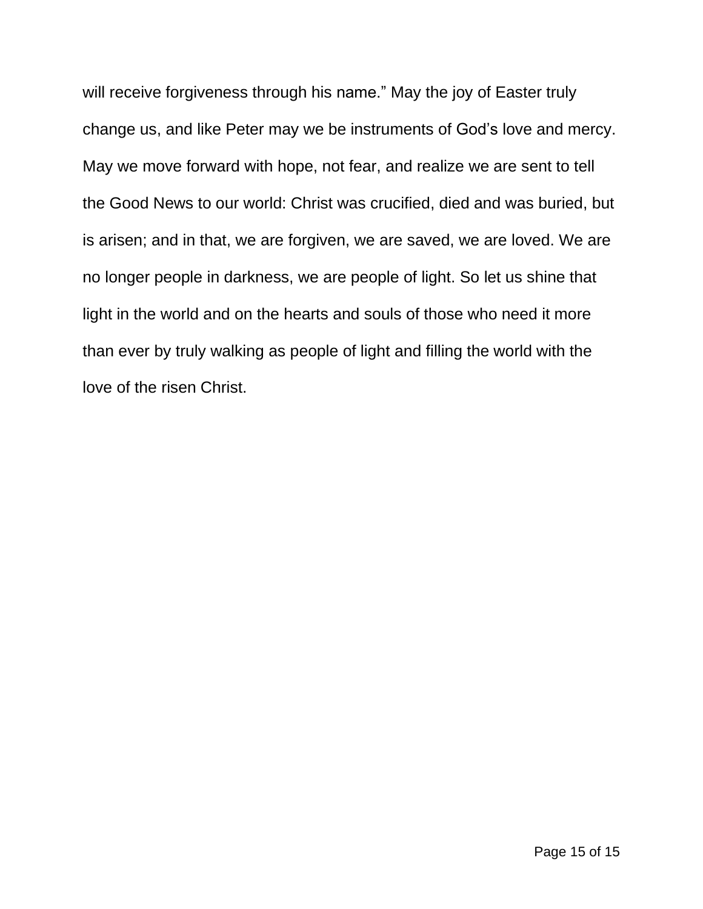will receive forgiveness through his name." May the joy of Easter truly change us, and like Peter may we be instruments of God's love and mercy. May we move forward with hope, not fear, and realize we are sent to tell the Good News to our world: Christ was crucified, died and was buried, but is arisen; and in that, we are forgiven, we are saved, we are loved. We are no longer people in darkness, we are people of light. So let us shine that light in the world and on the hearts and souls of those who need it more than ever by truly walking as people of light and filling the world with the love of the risen Christ.